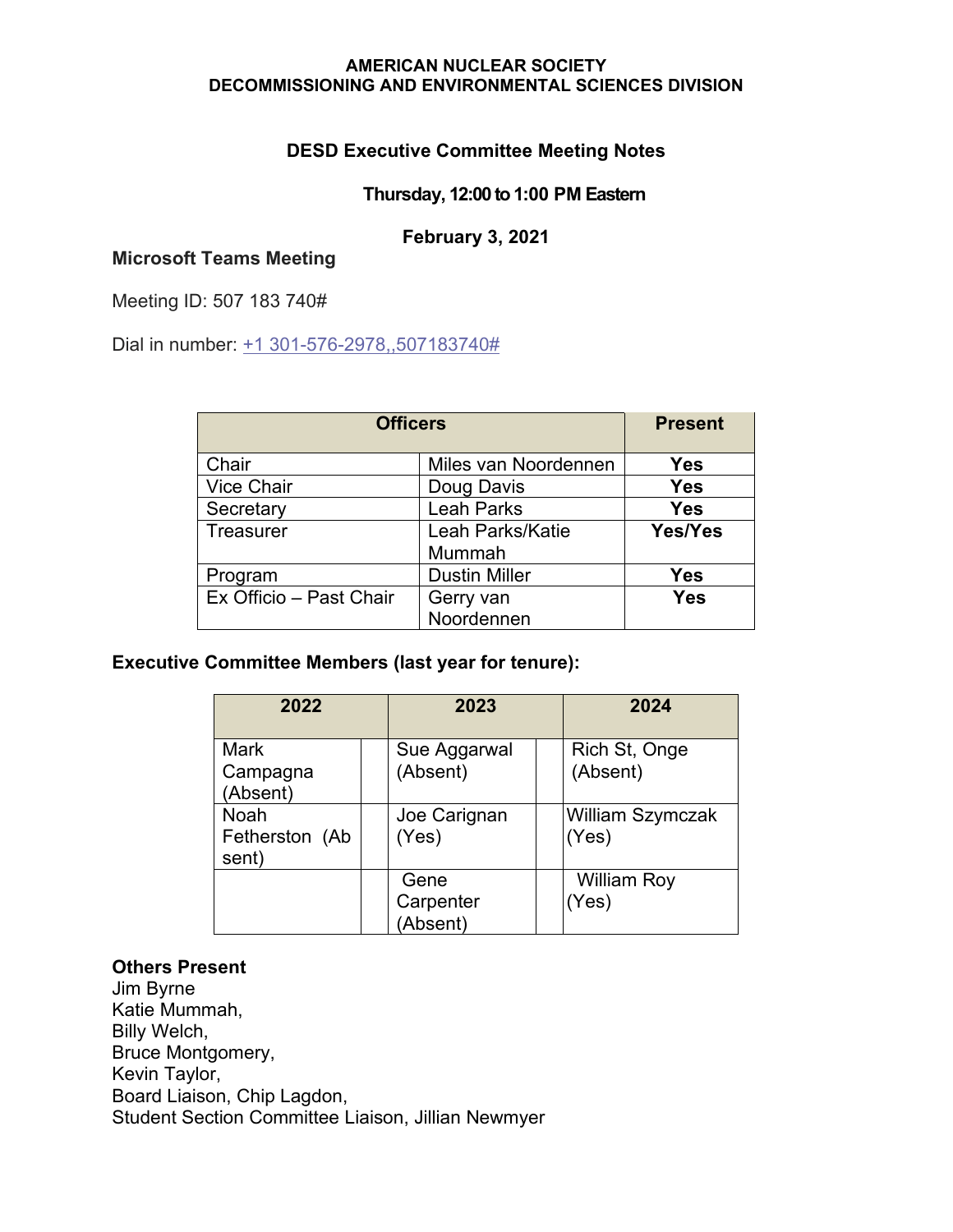**AMERICAN NUCLEAR SOCIETY**
**DECOMMISSIONING AND ENVIRONMENTAL SCIENCES DIVISION**

## DESD Executive Committee Meeting Notes

**Thursday, 12:00 to 1:00 PM Eastern**

**February 3, 2021**

**Microsoft Teams Meeting**

Meeting ID: 507 183 740#

Dial in number: +1 301-576-2978,,507183740#

| Officers | | Present |
|---|---|---|
| Chair | Miles van Noordennen | **Yes** |
| Vice Chair | Doug Davis | **Yes** |
| Secretary | Leah Parks | **Yes** |
| Treasurer | Leah Parks/Katie Mummah | **Yes/Yes** |
| Program | Dustin Miller | **Yes** |
| Ex Officio – Past Chair | Gerry van Noordennen | **Yes** |

**Executive Committee Members (last year for tenure):**

| 2022 | 2023 | 2024 |
|---|---|---|
| Mark Campagna (Absent) | Sue Aggarwal (Absent) | Rich St, Onge (Absent) |
| Noah Fetherston (Absent) | Joe Carignan (Yes) | William Szymczak (Yes) |
| | Gene Carpenter (Absent) | William Roy (Yes) |

**Others Present**
Jim Byrne
Katie Mummah,
Billy Welch,
Bruce Montgomery,
Kevin Taylor,
Board Liaison, Chip Lagdon,
Student Section Committee Liaison, Jillian Newmyer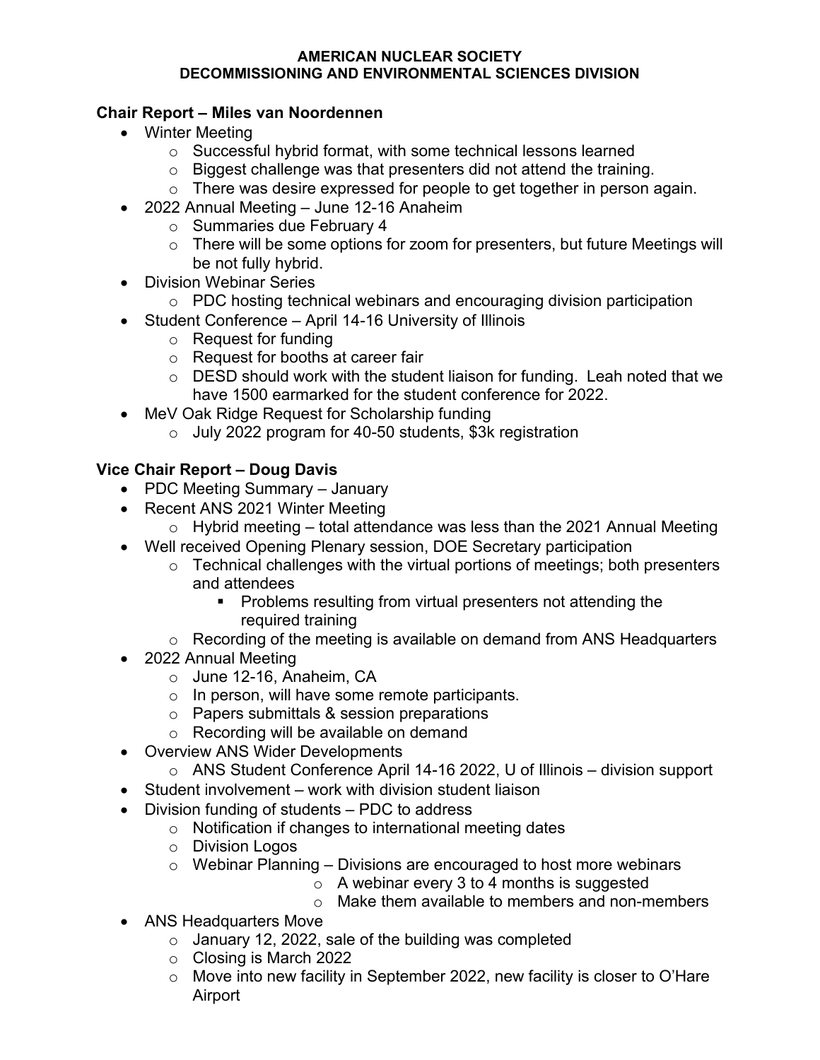**AMERICAN NUCLEAR SOCIETY**
**DECOMMISSIONING AND ENVIRONMENTAL SCIENCES DIVISION**

## Chair Report – Miles van Noordennen

- Winter Meeting
  - Successful hybrid format, with some technical lessons learned
  - Biggest challenge was that presenters did not attend the training.
  - There was desire expressed for people to get together in person again.
- 2022 Annual Meeting – June 12-16 Anaheim
  - Summaries due February 4
  - There will be some options for zoom for presenters, but future Meetings will be not fully hybrid.
- Division Webinar Series
  - PDC hosting technical webinars and encouraging division participation
- Student Conference – April 14-16 University of Illinois
  - Request for funding
  - Request for booths at career fair
  - DESD should work with the student liaison for funding. Leah noted that we have 1500 earmarked for the student conference for 2022.
- MeV Oak Ridge Request for Scholarship funding
  - July 2022 program for 40-50 students, $3k registration

## Vice Chair Report – Doug Davis

- PDC Meeting Summary – January
- Recent ANS 2021 Winter Meeting
  - Hybrid meeting – total attendance was less than the 2021 Annual Meeting
- Well received Opening Plenary session, DOE Secretary participation
  - Technical challenges with the virtual portions of meetings; both presenters and attendees
    - Problems resulting from virtual presenters not attending the required training
  - Recording of the meeting is available on demand from ANS Headquarters
- 2022 Annual Meeting
  - June 12-16, Anaheim, CA
  - In person, will have some remote participants.
  - Papers submittals & session preparations
  - Recording will be available on demand
- Overview ANS Wider Developments
  - ANS Student Conference April 14-16 2022, U of Illinois – division support
- Student involvement – work with division student liaison
- Division funding of students – PDC to address
  - Notification if changes to international meeting dates
  - Division Logos
  - Webinar Planning – Divisions are encouraged to host more webinars
    - A webinar every 3 to 4 months is suggested
    - Make them available to members and non-members
- ANS Headquarters Move
  - January 12, 2022, sale of the building was completed
  - Closing is March 2022
  - Move into new facility in September 2022, new facility is closer to O'Hare Airport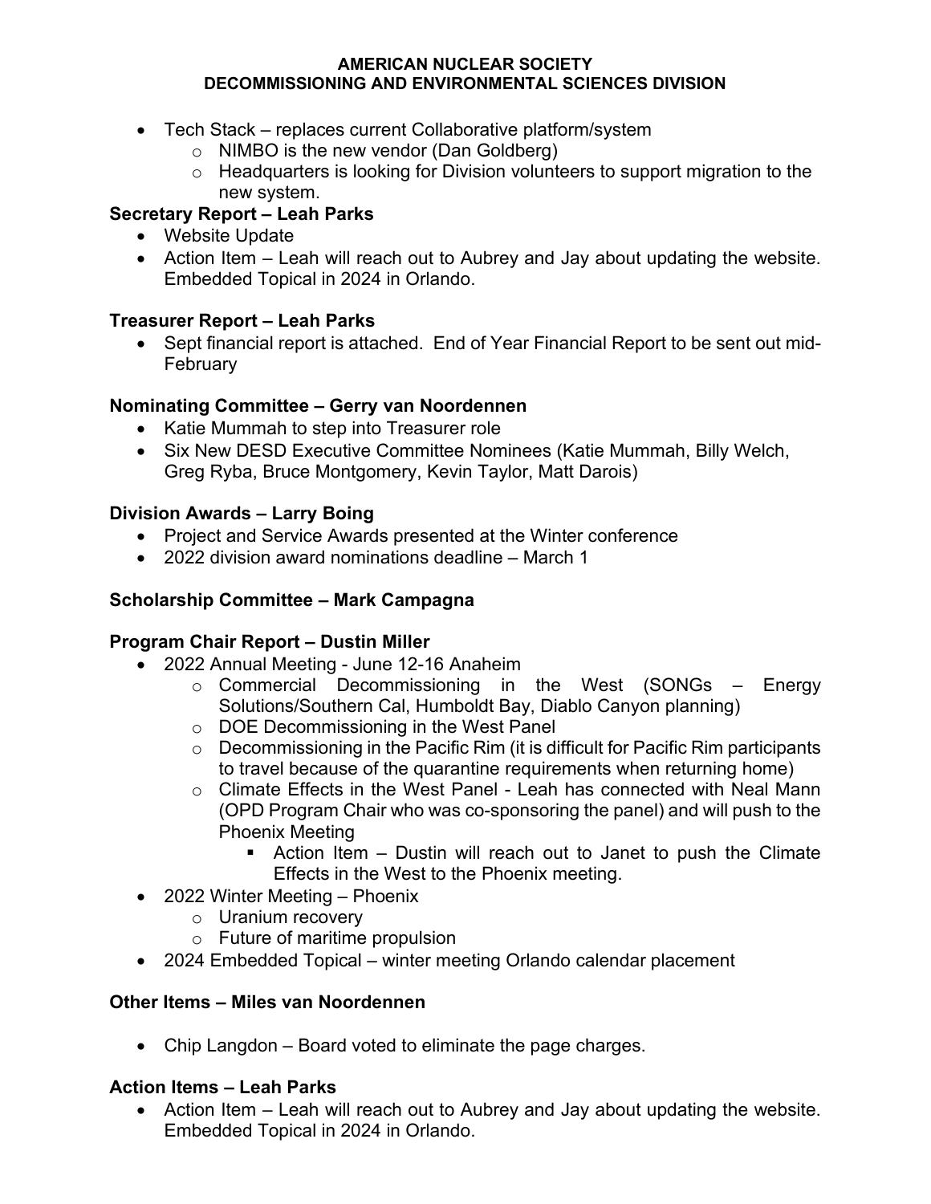- Tech Stack – replaces current Collaborative platform/system
  - NIMBO is the new vendor (Dan Goldberg)
  - Headquarters is looking for Division volunteers to support migration to the new system.

**Secretary Report – Leah Parks**

- Website Update
- Action Item – Leah will reach out to Aubrey and Jay about updating the website. Embedded Topical in 2024 in Orlando.

**Treasurer Report – Leah Parks**

- Sept financial report is attached. End of Year Financial Report to be sent out mid-February

**Nominating Committee – Gerry van Noordennen**

- Katie Mummah to step into Treasurer role
- Six New DESD Executive Committee Nominees (Katie Mummah, Billy Welch, Greg Ryba, Bruce Montgomery, Kevin Taylor, Matt Darois)

**Division Awards – Larry Boing**

- Project and Service Awards presented at the Winter conference
- 2022 division award nominations deadline – March 1

**Scholarship Committee – Mark Campagna**

**Program Chair Report – Dustin Miller**

- 2022 Annual Meeting - June 12-16 Anaheim
  - Commercial Decommissioning in the West (SONGs – Energy Solutions/Southern Cal, Humboldt Bay, Diablo Canyon planning)
  - DOE Decommissioning in the West Panel
  - Decommissioning in the Pacific Rim (it is difficult for Pacific Rim participants to travel because of the quarantine requirements when returning home)
  - Climate Effects in the West Panel - Leah has connected with Neal Mann (OPD Program Chair who was co-sponsoring the panel) and will push to the Phoenix Meeting
    - Action Item – Dustin will reach out to Janet to push the Climate Effects in the West to the Phoenix meeting.
- 2022 Winter Meeting – Phoenix
  - Uranium recovery
  - Future of maritime propulsion
- 2024 Embedded Topical – winter meeting Orlando calendar placement

**Other Items – Miles van Noordennen**

- Chip Langdon – Board voted to eliminate the page charges.

**Action Items – Leah Parks**

- Action Item – Leah will reach out to Aubrey and Jay about updating the website. Embedded Topical in 2024 in Orlando.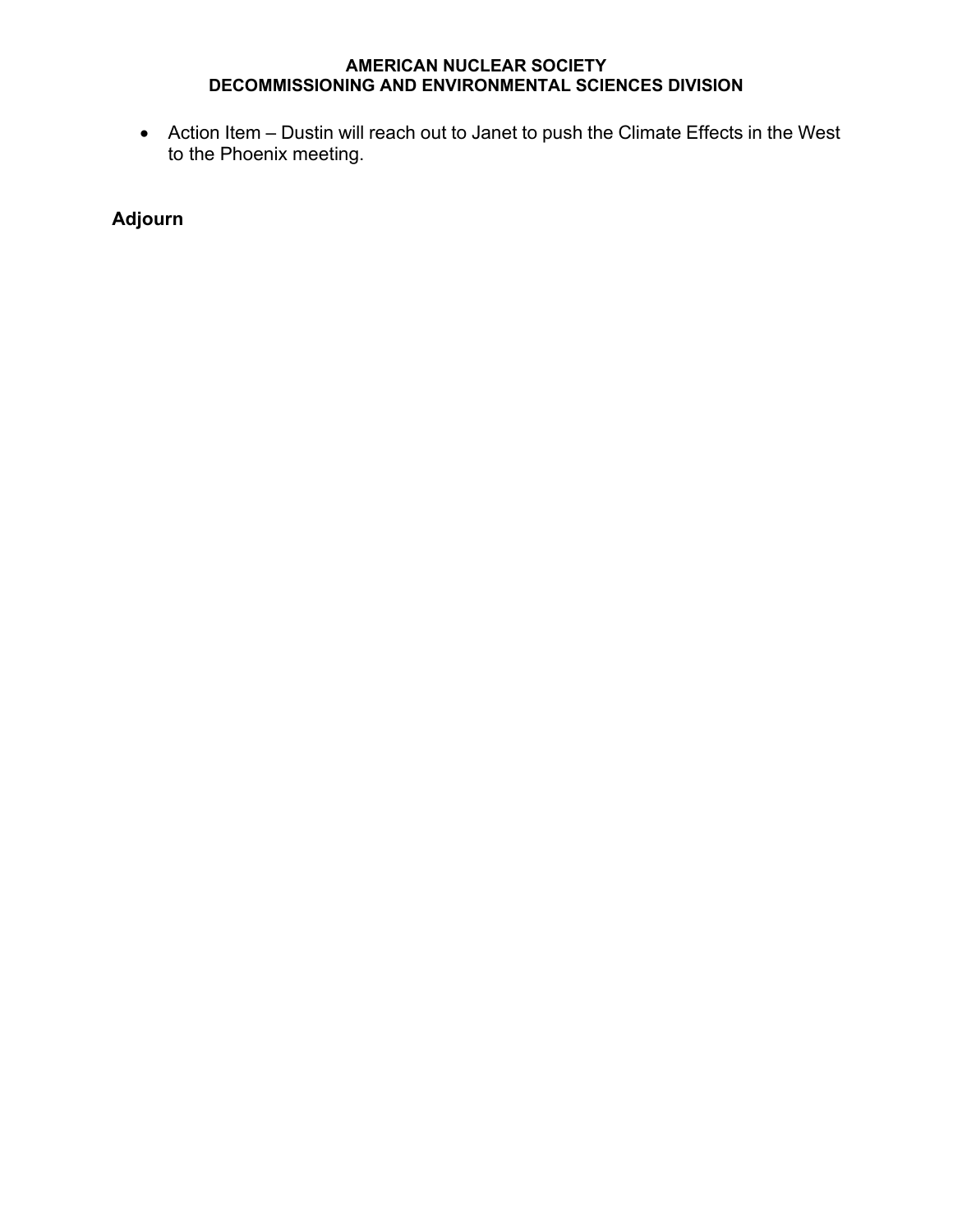- Action Item – Dustin will reach out to Janet to push the Climate Effects in the West to the Phoenix meeting.

## Adjourn